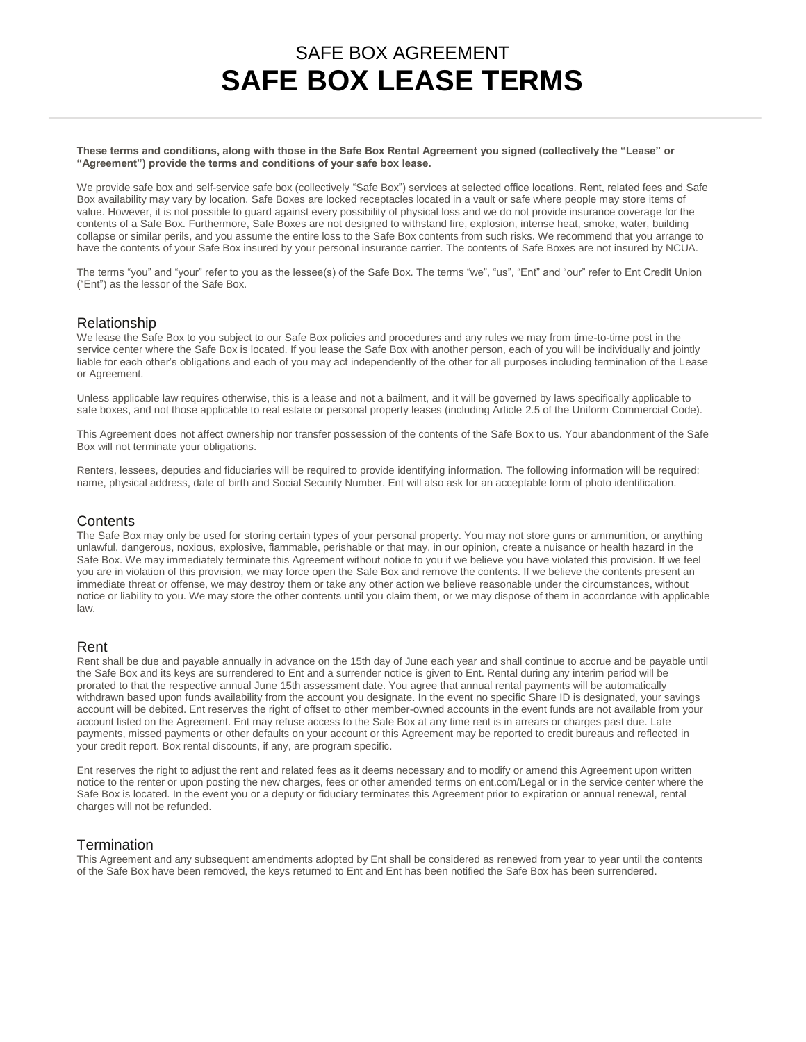# SAFE BOX AGREEMENT
# SAFE BOX LEASE TERMS

**These terms and conditions, along with those in the Safe Box Rental Agreement you signed (collectively the "Lease" or "Agreement") provide the terms and conditions of your safe box lease.**

We provide safe box and self-service safe box (collectively "Safe Box") services at selected office locations. Rent, related fees and Safe Box availability may vary by location. Safe Boxes are locked receptacles located in a vault or safe where people may store items of value. However, it is not possible to guard against every possibility of physical loss and we do not provide insurance coverage for the contents of a Safe Box. Furthermore, Safe Boxes are not designed to withstand fire, explosion, intense heat, smoke, water, building collapse or similar perils, and you assume the entire loss to the Safe Box contents from such risks. We recommend that you arrange to have the contents of your Safe Box insured by your personal insurance carrier. The contents of Safe Boxes are not insured by NCUA.

The terms "you" and "your" refer to you as the lessee(s) of the Safe Box. The terms "we", "us", "Ent" and "our" refer to Ent Credit Union ("Ent") as the lessor of the Safe Box.

## Relationship

We lease the Safe Box to you subject to our Safe Box policies and procedures and any rules we may from time-to-time post in the service center where the Safe Box is located. If you lease the Safe Box with another person, each of you will be individually and jointly liable for each other's obligations and each of you may act independently of the other for all purposes including termination of the Lease or Agreement.

Unless applicable law requires otherwise, this is a lease and not a bailment, and it will be governed by laws specifically applicable to safe boxes, and not those applicable to real estate or personal property leases (including Article 2.5 of the Uniform Commercial Code).

This Agreement does not affect ownership nor transfer possession of the contents of the Safe Box to us. Your abandonment of the Safe Box will not terminate your obligations.

Renters, lessees, deputies and fiduciaries will be required to provide identifying information. The following information will be required: name, physical address, date of birth and Social Security Number. Ent will also ask for an acceptable form of photo identification.

## Contents

The Safe Box may only be used for storing certain types of your personal property. You may not store guns or ammunition, or anything unlawful, dangerous, noxious, explosive, flammable, perishable or that may, in our opinion, create a nuisance or health hazard in the Safe Box. We may immediately terminate this Agreement without notice to you if we believe you have violated this provision. If we feel you are in violation of this provision, we may force open the Safe Box and remove the contents. If we believe the contents present an immediate threat or offense, we may destroy them or take any other action we believe reasonable under the circumstances, without notice or liability to you. We may store the other contents until you claim them, or we may dispose of them in accordance with applicable law.

## Rent

Rent shall be due and payable annually in advance on the 15th day of June each year and shall continue to accrue and be payable until the Safe Box and its keys are surrendered to Ent and a surrender notice is given to Ent. Rental during any interim period will be prorated to that the respective annual June 15th assessment date. You agree that annual rental payments will be automatically withdrawn based upon funds availability from the account you designate. In the event no specific Share ID is designated, your savings account will be debited. Ent reserves the right of offset to other member-owned accounts in the event funds are not available from your account listed on the Agreement. Ent may refuse access to the Safe Box at any time rent is in arrears or charges past due. Late payments, missed payments or other defaults on your account or this Agreement may be reported to credit bureaus and reflected in your credit report. Box rental discounts, if any, are program specific.

Ent reserves the right to adjust the rent and related fees as it deems necessary and to modify or amend this Agreement upon written notice to the renter or upon posting the new charges, fees or other amended terms on ent.com/Legal or in the service center where the Safe Box is located. In the event you or a deputy or fiduciary terminates this Agreement prior to expiration or annual renewal, rental charges will not be refunded.

## Termination

This Agreement and any subsequent amendments adopted by Ent shall be considered as renewed from year to year until the contents of the Safe Box have been removed, the keys returned to Ent and Ent has been notified the Safe Box has been surrendered.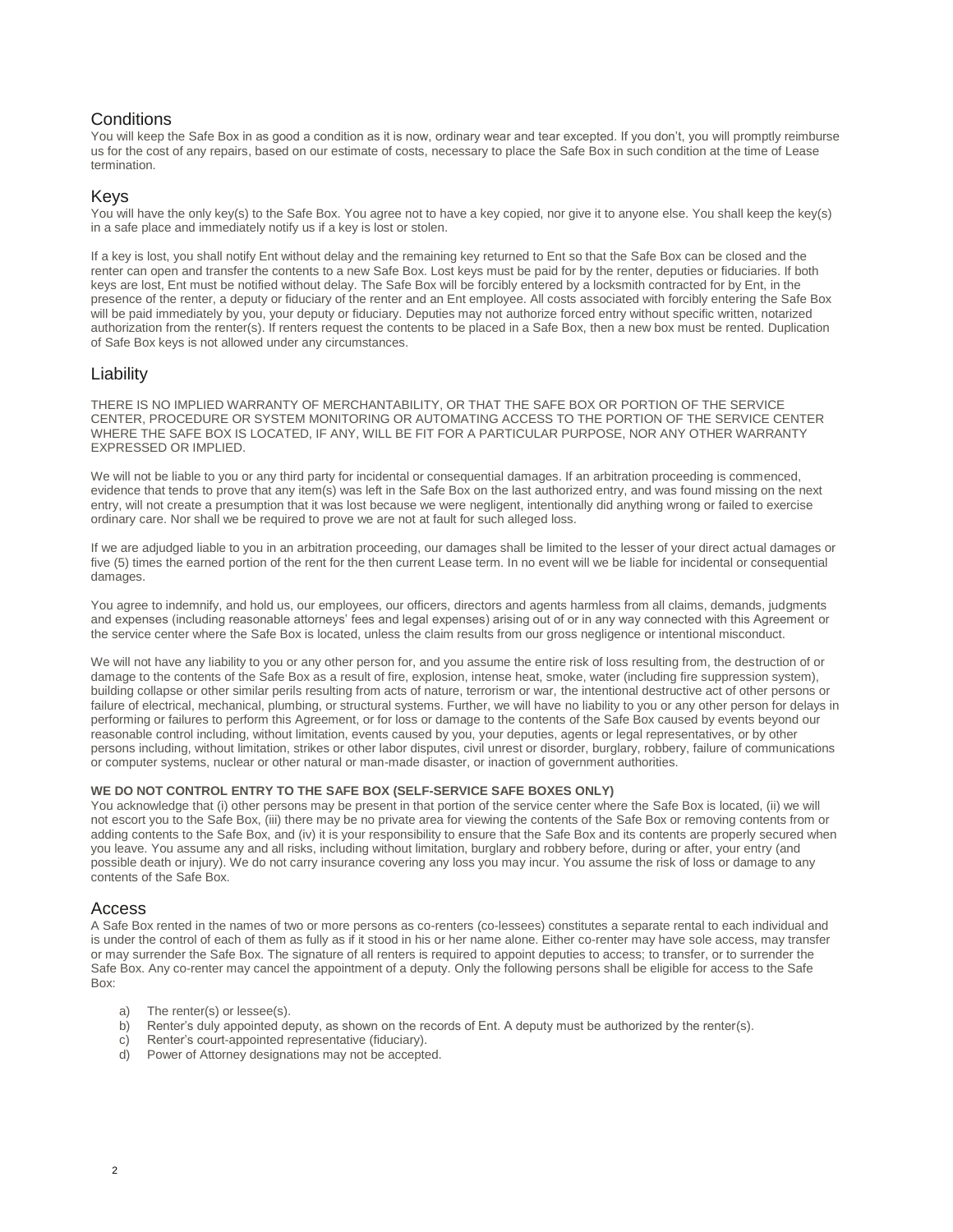## Conditions

You will keep the Safe Box in as good a condition as it is now, ordinary wear and tear excepted. If you don't, you will promptly reimburse us for the cost of any repairs, based on our estimate of costs, necessary to place the Safe Box in such condition at the time of Lease termination.

## Keys

You will have the only key(s) to the Safe Box. You agree not to have a key copied, nor give it to anyone else. You shall keep the key(s) in a safe place and immediately notify us if a key is lost or stolen.

If a key is lost, you shall notify Ent without delay and the remaining key returned to Ent so that the Safe Box can be closed and the renter can open and transfer the contents to a new Safe Box. Lost keys must be paid for by the renter, deputies or fiduciaries. If both keys are lost, Ent must be notified without delay. The Safe Box will be forcibly entered by a locksmith contracted for by Ent, in the presence of the renter, a deputy or fiduciary of the renter and an Ent employee. All costs associated with forcibly entering the Safe Box will be paid immediately by you, your deputy or fiduciary. Deputies may not authorize forced entry without specific written, notarized authorization from the renter(s). If renters request the contents to be placed in a Safe Box, then a new box must be rented. Duplication of Safe Box keys is not allowed under any circumstances.

## Liability

THERE IS NO IMPLIED WARRANTY OF MERCHANTABILITY, OR THAT THE SAFE BOX OR PORTION OF THE SERVICE CENTER, PROCEDURE OR SYSTEM MONITORING OR AUTOMATING ACCESS TO THE PORTION OF THE SERVICE CENTER WHERE THE SAFE BOX IS LOCATED, IF ANY, WILL BE FIT FOR A PARTICULAR PURPOSE, NOR ANY OTHER WARRANTY EXPRESSED OR IMPLIED.

We will not be liable to you or any third party for incidental or consequential damages. If an arbitration proceeding is commenced, evidence that tends to prove that any item(s) was left in the Safe Box on the last authorized entry, and was found missing on the next entry, will not create a presumption that it was lost because we were negligent, intentionally did anything wrong or failed to exercise ordinary care. Nor shall we be required to prove we are not at fault for such alleged loss.

If we are adjudged liable to you in an arbitration proceeding, our damages shall be limited to the lesser of your direct actual damages or five (5) times the earned portion of the rent for the then current Lease term. In no event will we be liable for incidental or consequential damages.

You agree to indemnify, and hold us, our employees, our officers, directors and agents harmless from all claims, demands, judgments and expenses (including reasonable attorneys' fees and legal expenses) arising out of or in any way connected with this Agreement or the service center where the Safe Box is located, unless the claim results from our gross negligence or intentional misconduct.

We will not have any liability to you or any other person for, and you assume the entire risk of loss resulting from, the destruction of or damage to the contents of the Safe Box as a result of fire, explosion, intense heat, smoke, water (including fire suppression system), building collapse or other similar perils resulting from acts of nature, terrorism or war, the intentional destructive act of other persons or failure of electrical, mechanical, plumbing, or structural systems. Further, we will have no liability to you or any other person for delays in performing or failures to perform this Agreement, or for loss or damage to the contents of the Safe Box caused by events beyond our reasonable control including, without limitation, events caused by you, your deputies, agents or legal representatives, or by other persons including, without limitation, strikes or other labor disputes, civil unrest or disorder, burglary, robbery, failure of communications or computer systems, nuclear or other natural or man-made disaster, or inaction of government authorities.

**WE DO NOT CONTROL ENTRY TO THE SAFE BOX (SELF-SERVICE SAFE BOXES ONLY)**

You acknowledge that (i) other persons may be present in that portion of the service center where the Safe Box is located, (ii) we will not escort you to the Safe Box, (iii) there may be no private area for viewing the contents of the Safe Box or removing contents from or adding contents to the Safe Box, and (iv) it is your responsibility to ensure that the Safe Box and its contents are properly secured when you leave. You assume any and all risks, including without limitation, burglary and robbery before, during or after, your entry (and possible death or injury). We do not carry insurance covering any loss you may incur. You assume the risk of loss or damage to any contents of the Safe Box.

## Access

A Safe Box rented in the names of two or more persons as co-renters (co-lessees) constitutes a separate rental to each individual and is under the control of each of them as fully as if it stood in his or her name alone. Either co-renter may have sole access, may transfer or may surrender the Safe Box. The signature of all renters is required to appoint deputies to access; to transfer, or to surrender the Safe Box. Any co-renter may cancel the appointment of a deputy. Only the following persons shall be eligible for access to the Safe Box:

a) The renter(s) or lessee(s).
b) Renter's duly appointed deputy, as shown on the records of Ent. A deputy must be authorized by the renter(s).
c) Renter's court-appointed representative (fiduciary).
d) Power of Attorney designations may not be accepted.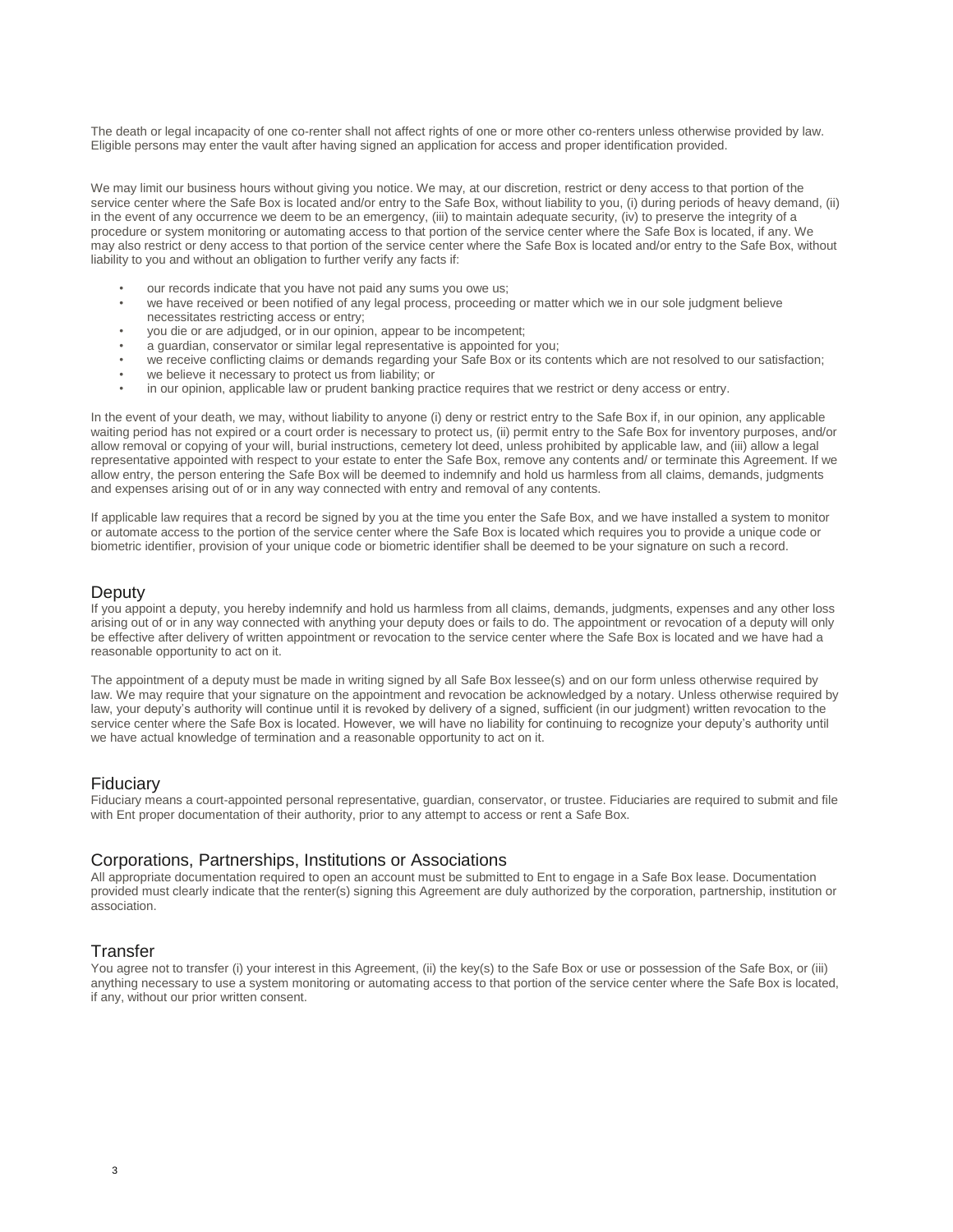The death or legal incapacity of one co-renter shall not affect rights of one or more other co-renters unless otherwise provided by law. Eligible persons may enter the vault after having signed an application for access and proper identification provided.

We may limit our business hours without giving you notice. We may, at our discretion, restrict or deny access to that portion of the service center where the Safe Box is located and/or entry to the Safe Box, without liability to you, (i) during periods of heavy demand, (ii) in the event of any occurrence we deem to be an emergency, (iii) to maintain adequate security, (iv) to preserve the integrity of a procedure or system monitoring or automating access to that portion of the service center where the Safe Box is located, if any. We may also restrict or deny access to that portion of the service center where the Safe Box is located and/or entry to the Safe Box, without liability to you and without an obligation to further verify any facts if:

- our records indicate that you have not paid any sums you owe us;
- we have received or been notified of any legal process, proceeding or matter which we in our sole judgment believe necessitates restricting access or entry;
- you die or are adjudged, or in our opinion, appear to be incompetent;
- a guardian, conservator or similar legal representative is appointed for you;
- we receive conflicting claims or demands regarding your Safe Box or its contents which are not resolved to our satisfaction;
- we believe it necessary to protect us from liability; or
- in our opinion, applicable law or prudent banking practice requires that we restrict or deny access or entry.

In the event of your death, we may, without liability to anyone (i) deny or restrict entry to the Safe Box if, in our opinion, any applicable waiting period has not expired or a court order is necessary to protect us, (ii) permit entry to the Safe Box for inventory purposes, and/or allow removal or copying of your will, burial instructions, cemetery lot deed, unless prohibited by applicable law, and (iii) allow a legal representative appointed with respect to your estate to enter the Safe Box, remove any contents and/ or terminate this Agreement. If we allow entry, the person entering the Safe Box will be deemed to indemnify and hold us harmless from all claims, demands, judgments and expenses arising out of or in any way connected with entry and removal of any contents.

If applicable law requires that a record be signed by you at the time you enter the Safe Box, and we have installed a system to monitor or automate access to the portion of the service center where the Safe Box is located which requires you to provide a unique code or biometric identifier, provision of your unique code or biometric identifier shall be deemed to be your signature on such a record.

## Deputy

If you appoint a deputy, you hereby indemnify and hold us harmless from all claims, demands, judgments, expenses and any other loss arising out of or in any way connected with anything your deputy does or fails to do. The appointment or revocation of a deputy will only be effective after delivery of written appointment or revocation to the service center where the Safe Box is located and we have had a reasonable opportunity to act on it.

The appointment of a deputy must be made in writing signed by all Safe Box lessee(s) and on our form unless otherwise required by law. We may require that your signature on the appointment and revocation be acknowledged by a notary. Unless otherwise required by law, your deputy's authority will continue until it is revoked by delivery of a signed, sufficient (in our judgment) written revocation to the service center where the Safe Box is located. However, we will have no liability for continuing to recognize your deputy's authority until we have actual knowledge of termination and a reasonable opportunity to act on it.

## Fiduciary

Fiduciary means a court-appointed personal representative, guardian, conservator, or trustee. Fiduciaries are required to submit and file with Ent proper documentation of their authority, prior to any attempt to access or rent a Safe Box.

## Corporations, Partnerships, Institutions or Associations

All appropriate documentation required to open an account must be submitted to Ent to engage in a Safe Box lease. Documentation provided must clearly indicate that the renter(s) signing this Agreement are duly authorized by the corporation, partnership, institution or association.

## Transfer

You agree not to transfer (i) your interest in this Agreement, (ii) the key(s) to the Safe Box or use or possession of the Safe Box, or (iii) anything necessary to use a system monitoring or automating access to that portion of the service center where the Safe Box is located, if any, without our prior written consent.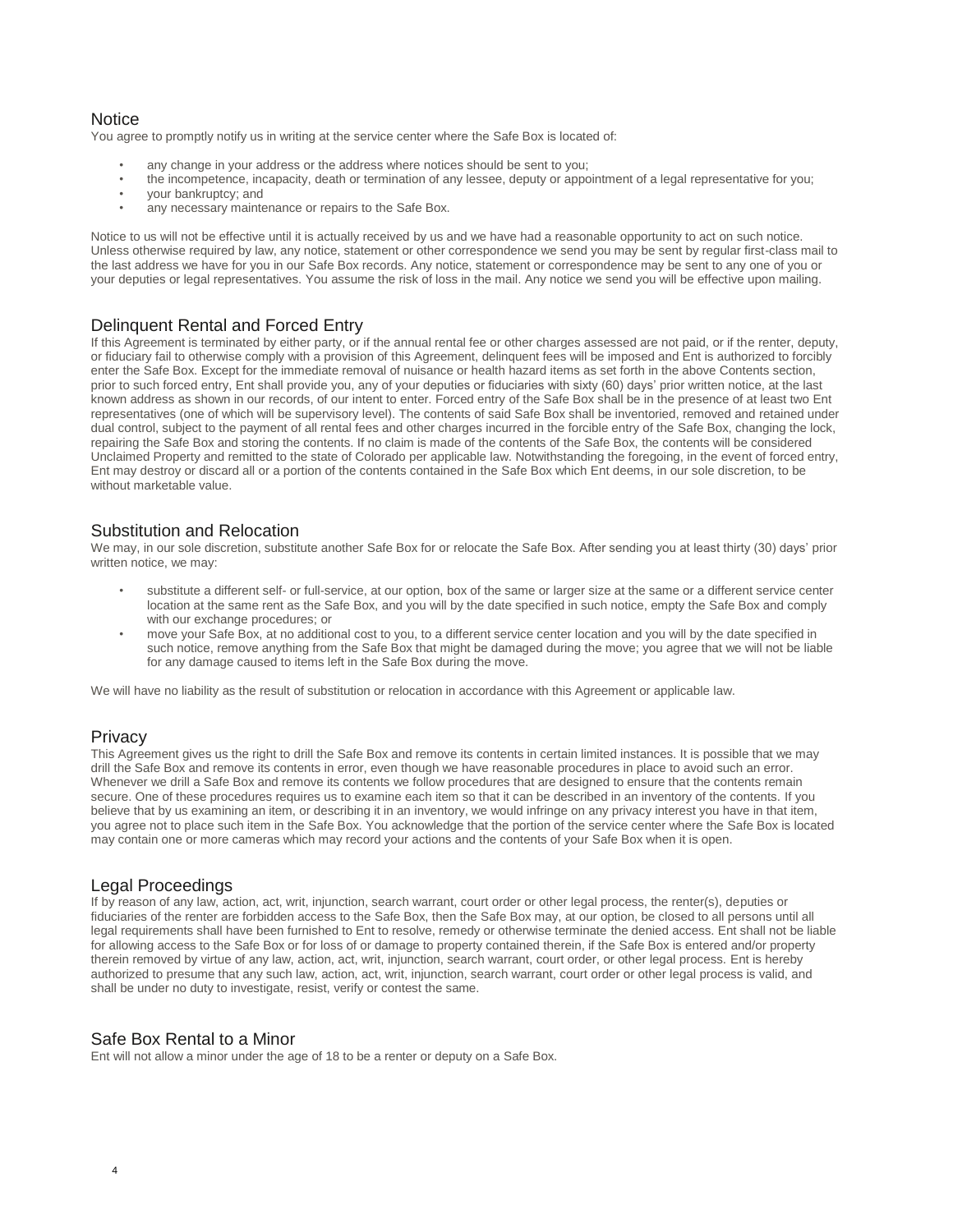## Notice

You agree to promptly notify us in writing at the service center where the Safe Box is located of:

- any change in your address or the address where notices should be sent to you;
- the incompetence, incapacity, death or termination of any lessee, deputy or appointment of a legal representative for you;
- your bankruptcy; and
- any necessary maintenance or repairs to the Safe Box.

Notice to us will not be effective until it is actually received by us and we have had a reasonable opportunity to act on such notice. Unless otherwise required by law, any notice, statement or other correspondence we send you may be sent by regular first-class mail to the last address we have for you in our Safe Box records. Any notice, statement or correspondence may be sent to any one of you or your deputies or legal representatives. You assume the risk of loss in the mail. Any notice we send you will be effective upon mailing.

## Delinquent Rental and Forced Entry

If this Agreement is terminated by either party, or if the annual rental fee or other charges assessed are not paid, or if the renter, deputy, or fiduciary fail to otherwise comply with a provision of this Agreement, delinquent fees will be imposed and Ent is authorized to forcibly enter the Safe Box. Except for the immediate removal of nuisance or health hazard items as set forth in the above Contents section, prior to such forced entry, Ent shall provide you, any of your deputies or fiduciaries with sixty (60) days' prior written notice, at the last known address as shown in our records, of our intent to enter. Forced entry of the Safe Box shall be in the presence of at least two Ent representatives (one of which will be supervisory level). The contents of said Safe Box shall be inventoried, removed and retained under dual control, subject to the payment of all rental fees and other charges incurred in the forcible entry of the Safe Box, changing the lock, repairing the Safe Box and storing the contents. If no claim is made of the contents of the Safe Box, the contents will be considered Unclaimed Property and remitted to the state of Colorado per applicable law. Notwithstanding the foregoing, in the event of forced entry, Ent may destroy or discard all or a portion of the contents contained in the Safe Box which Ent deems, in our sole discretion, to be without marketable value.

## Substitution and Relocation

We may, in our sole discretion, substitute another Safe Box for or relocate the Safe Box. After sending you at least thirty (30) days' prior written notice, we may:

- substitute a different self- or full-service, at our option, box of the same or larger size at the same or a different service center location at the same rent as the Safe Box, and you will by the date specified in such notice, empty the Safe Box and comply with our exchange procedures; or
- move your Safe Box, at no additional cost to you, to a different service center location and you will by the date specified in such notice, remove anything from the Safe Box that might be damaged during the move; you agree that we will not be liable for any damage caused to items left in the Safe Box during the move.

We will have no liability as the result of substitution or relocation in accordance with this Agreement or applicable law.

## Privacy

This Agreement gives us the right to drill the Safe Box and remove its contents in certain limited instances. It is possible that we may drill the Safe Box and remove its contents in error, even though we have reasonable procedures in place to avoid such an error. Whenever we drill a Safe Box and remove its contents we follow procedures that are designed to ensure that the contents remain secure. One of these procedures requires us to examine each item so that it can be described in an inventory of the contents. If you believe that by us examining an item, or describing it in an inventory, we would infringe on any privacy interest you have in that item, you agree not to place such item in the Safe Box. You acknowledge that the portion of the service center where the Safe Box is located may contain one or more cameras which may record your actions and the contents of your Safe Box when it is open.

## Legal Proceedings

If by reason of any law, action, act, writ, injunction, search warrant, court order or other legal process, the renter(s), deputies or fiduciaries of the renter are forbidden access to the Safe Box, then the Safe Box may, at our option, be closed to all persons until all legal requirements shall have been furnished to Ent to resolve, remedy or otherwise terminate the denied access. Ent shall not be liable for allowing access to the Safe Box or for loss of or damage to property contained therein, if the Safe Box is entered and/or property therein removed by virtue of any law, action, act, writ, injunction, search warrant, court order, or other legal process. Ent is hereby authorized to presume that any such law, action, act, writ, injunction, search warrant, court order or other legal process is valid, and shall be under no duty to investigate, resist, verify or contest the same.

## Safe Box Rental to a Minor

Ent will not allow a minor under the age of 18 to be a renter or deputy on a Safe Box.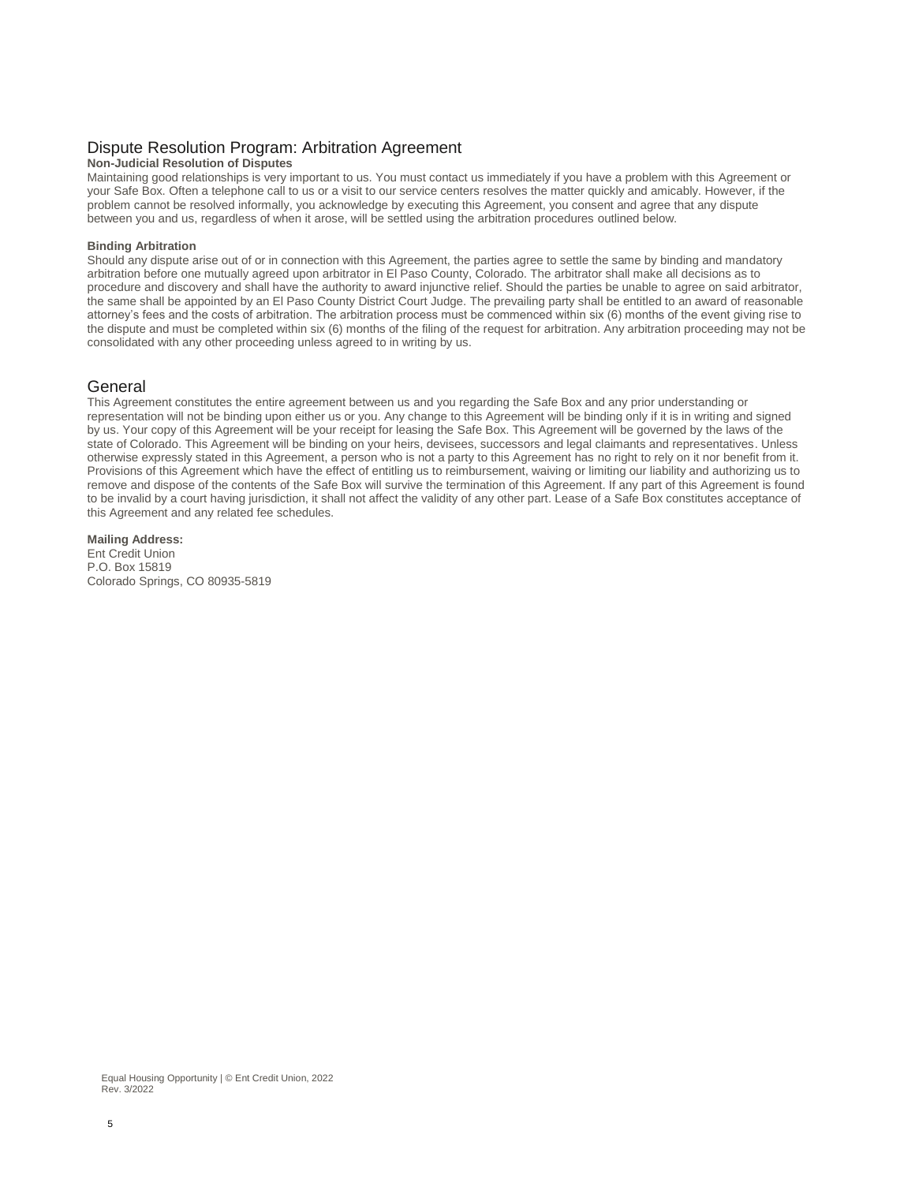## Dispute Resolution Program: Arbitration Agreement

**Non-Judicial Resolution of Disputes**

Maintaining good relationships is very important to us. You must contact us immediately if you have a problem with this Agreement or your Safe Box. Often a telephone call to us or a visit to our service centers resolves the matter quickly and amicably. However, if the problem cannot be resolved informally, you acknowledge by executing this Agreement, you consent and agree that any dispute between you and us, regardless of when it arose, will be settled using the arbitration procedures outlined below.

**Binding Arbitration**

Should any dispute arise out of or in connection with this Agreement, the parties agree to settle the same by binding and mandatory arbitration before one mutually agreed upon arbitrator in El Paso County, Colorado. The arbitrator shall make all decisions as to procedure and discovery and shall have the authority to award injunctive relief. Should the parties be unable to agree on said arbitrator, the same shall be appointed by an El Paso County District Court Judge. The prevailing party shall be entitled to an award of reasonable attorney's fees and the costs of arbitration. The arbitration process must be commenced within six (6) months of the event giving rise to the dispute and must be completed within six (6) months of the filing of the request for arbitration. Any arbitration proceeding may not be consolidated with any other proceeding unless agreed to in writing by us.

## General

This Agreement constitutes the entire agreement between us and you regarding the Safe Box and any prior understanding or representation will not be binding upon either us or you. Any change to this Agreement will be binding only if it is in writing and signed by us. Your copy of this Agreement will be your receipt for leasing the Safe Box. This Agreement will be governed by the laws of the state of Colorado. This Agreement will be binding on your heirs, devisees, successors and legal claimants and representatives. Unless otherwise expressly stated in this Agreement, a person who is not a party to this Agreement has no right to rely on it nor benefit from it. Provisions of this Agreement which have the effect of entitling us to reimbursement, waiving or limiting our liability and authorizing us to remove and dispose of the contents of the Safe Box will survive the termination of this Agreement. If any part of this Agreement is found to be invalid by a court having jurisdiction, it shall not affect the validity of any other part. Lease of a Safe Box constitutes acceptance of this Agreement and any related fee schedules.

**Mailing Address:**
Ent Credit Union
P.O. Box 15819
Colorado Springs, CO 80935-5819

Equal Housing Opportunity | © Ent Credit Union, 2022
Rev. 3/2022